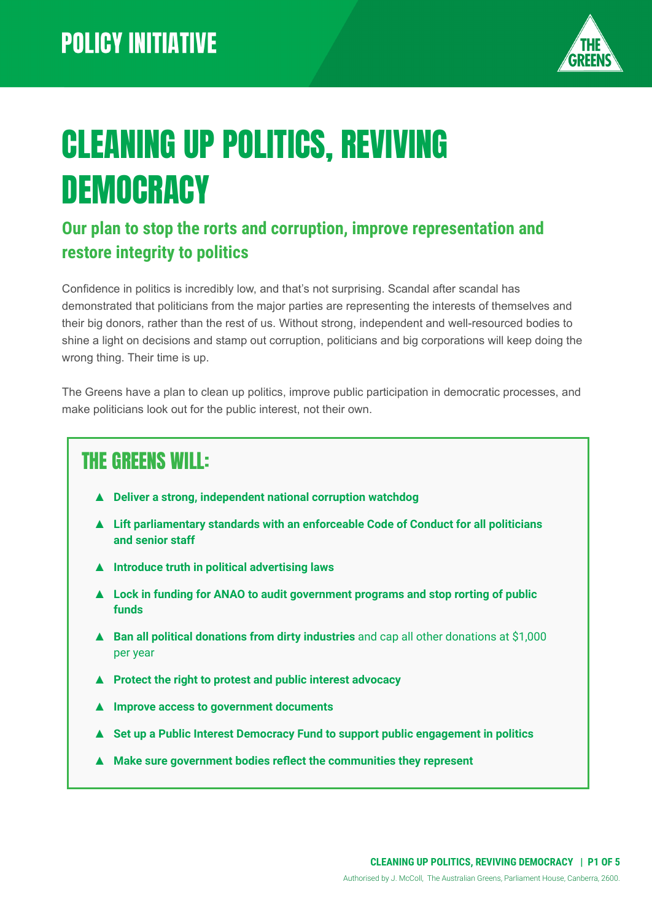POLICY INITIATIVE

# CLEANING UP POLITICS, REVIVING DEMOCRACY

## Our plan to stop the rorts and corruption, improve representation and restore integrity to politics

Confidence in politics is incredibly low, and that's not surprising. Scandal after scandal has demonstrated that politicians from the major parties are representing the interests of themselves and their big donors, rather than the rest of us. Without strong, independent and well-resourced bodies to shine a light on decisions and stamp out corruption, politicians and big corporations will keep doing the wrong thing. Their time is up.

The Greens have a plan to clean up politics, improve public participation in democratic processes, and make politicians look out for the public interest, not their own.

### THE GREENS WILL:

- **Deliver a strong, independent national corruption watchdog**
- **Lift parliamentary standards with an enforceable Code of Conduct for all politicians and senior staff**
- **Introduce truth in political advertising laws**
- **Lock in funding for ANAO to audit government programs and stop rorting of public funds**
- **Ban all political donations from dirty industries** and cap all other donations at $1,000 per year
- **Protect the right to protest and public interest advocacy**
- **Improve access to government documents**
- **Set up a Public Interest Democracy Fund to support public engagement in politics**
- **Make sure government bodies reflect the communities they represent**

Authorised by J. McColl, The Australian Greens, Parliament House, Canberra, 2600.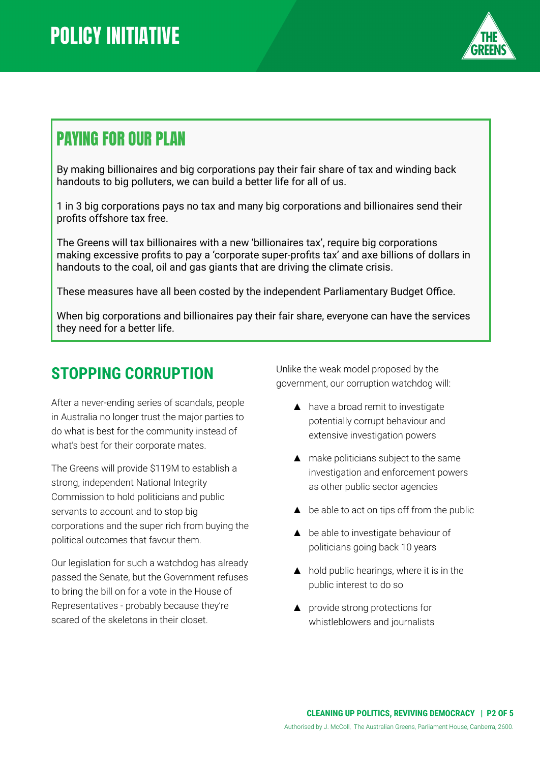# POLICY INITIATIVE

## PAYING FOR OUR PLAN

By making billionaires and big corporations pay their fair share of tax and winding back handouts to big polluters, we can build a better life for all of us.

1 in 3 big corporations pays no tax and many big corporations and billionaires send their profits offshore tax free.

The Greens will tax billionaires with a new 'billionaires tax', require big corporations making excessive profits to pay a 'corporate super-profits tax' and axe billions of dollars in handouts to the coal, oil and gas giants that are driving the climate crisis.

These measures have all been costed by the independent Parliamentary Budget Office.

When big corporations and billionaires pay their fair share, everyone can have the services they need for a better life.

## STOPPING CORRUPTION

After a never-ending series of scandals, people in Australia no longer trust the major parties to do what is best for the community instead of what's best for their corporate mates.

The Greens will provide $119M to establish a strong, independent National Integrity Commission to hold politicians and public servants to account and to stop big corporations and the super rich from buying the political outcomes that favour them.

Our legislation for such a watchdog has already passed the Senate, but the Government refuses to bring the bill on for a vote in the House of Representatives - probably because they're scared of the skeletons in their closet.

Unlike the weak model proposed by the government, our corruption watchdog will:

- have a broad remit to investigate potentially corrupt behaviour and extensive investigation powers
- make politicians subject to the same investigation and enforcement powers as other public sector agencies
- be able to act on tips off from the public
- be able to investigate behaviour of politicians going back 10 years
- hold public hearings, where it is in the public interest to do so
- provide strong protections for whistleblowers and journalists

Authorised by J. McColl, The Australian Greens, Parliament House, Canberra, 2600.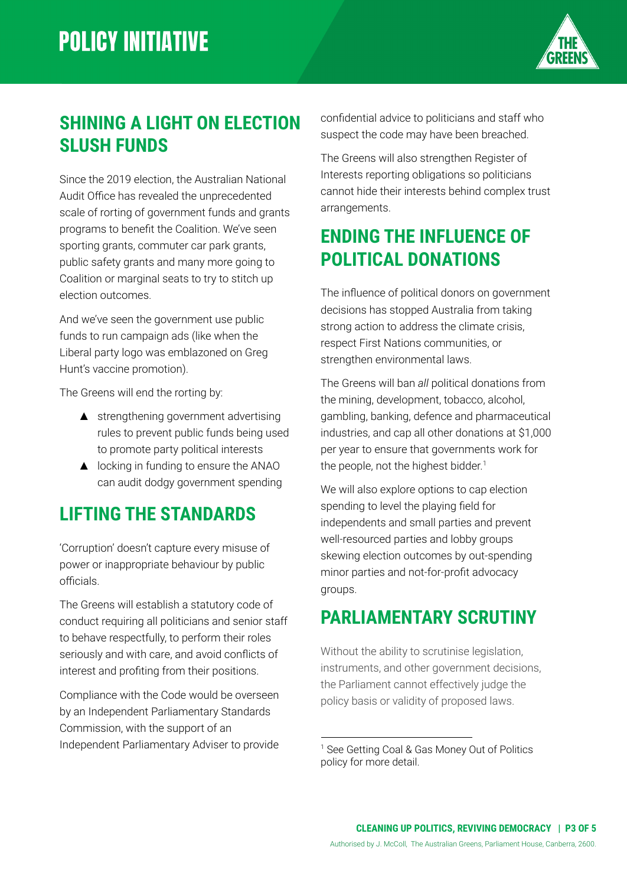# POLICY INITIATIVE

## SHINING A LIGHT ON ELECTION SLUSH FUNDS

Since the 2019 election, the Australian National Audit Office has revealed the unprecedented scale of rorting of government funds and grants programs to benefit the Coalition. We've seen sporting grants, commuter car park grants, public safety grants and many more going to Coalition or marginal seats to try to stitch up election outcomes.

And we've seen the government use public funds to run campaign ads (like when the Liberal party logo was emblazoned on Greg Hunt's vaccine promotion).

The Greens will end the rorting by:

- strengthening government advertising rules to prevent public funds being used to promote party political interests
- locking in funding to ensure the ANAO can audit dodgy government spending

## LIFTING THE STANDARDS

'Corruption' doesn't capture every misuse of power or inappropriate behaviour by public officials.

The Greens will establish a statutory code of conduct requiring all politicians and senior staff to behave respectfully, to perform their roles seriously and with care, and avoid conflicts of interest and profiting from their positions.

Compliance with the Code would be overseen by an Independent Parliamentary Standards Commission, with the support of an Independent Parliamentary Adviser to provide confidential advice to politicians and staff who suspect the code may have been breached.

The Greens will also strengthen Register of Interests reporting obligations so politicians cannot hide their interests behind complex trust arrangements.

## ENDING THE INFLUENCE OF POLITICAL DONATIONS

The influence of political donors on government decisions has stopped Australia from taking strong action to address the climate crisis, respect First Nations communities, or strengthen environmental laws.

The Greens will ban *all* political donations from the mining, development, tobacco, alcohol, gambling, banking, defence and pharmaceutical industries, and cap all other donations at $1,000 per year to ensure that governments work for the people, not the highest bidder.[1]

We will also explore options to cap election spending to level the playing field for independents and small parties and prevent well-resourced parties and lobby groups skewing election outcomes by out-spending minor parties and not-for-profit advocacy groups.

## PARLIAMENTARY SCRUTINY

Without the ability to scrutinise legislation, instruments, and other government decisions, the Parliament cannot effectively judge the policy basis or validity of proposed laws.

---

[1] See Getting Coal & Gas Money Out of Politics policy for more detail.

Authorised by J. McColl, The Australian Greens, Parliament House, Canberra, 2600.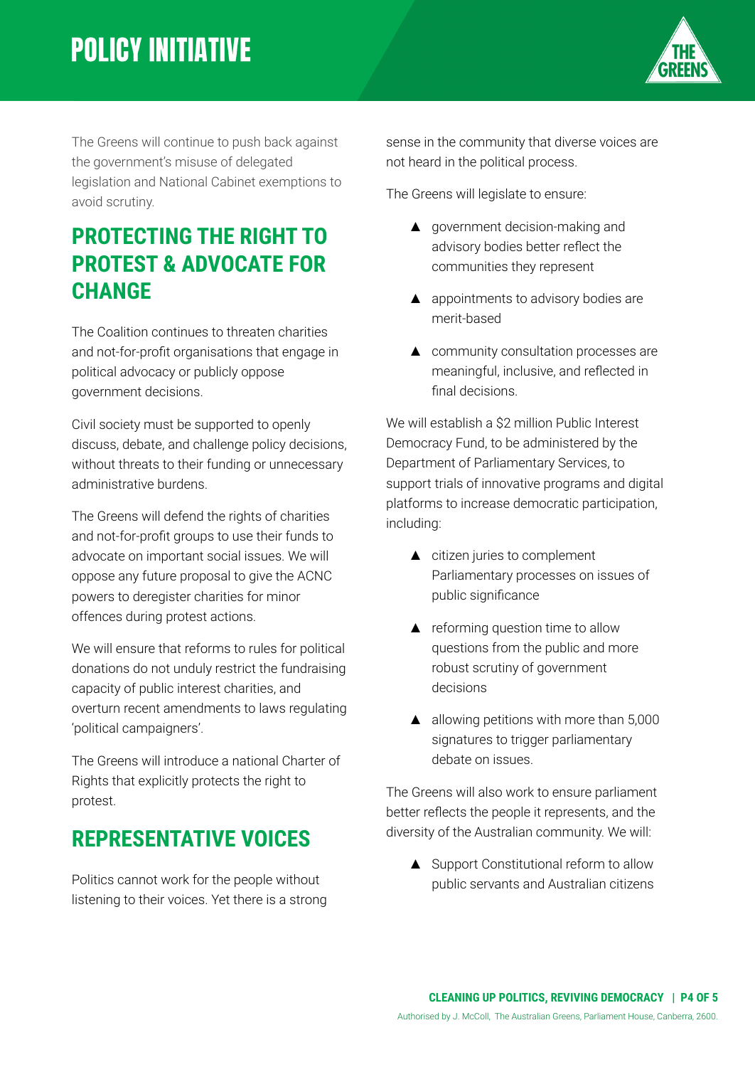The Greens will continue to push back against the government's misuse of delegated legislation and National Cabinet exemptions to avoid scrutiny.

## PROTECTING THE RIGHT TO PROTEST & ADVOCATE FOR CHANGE

The Coalition continues to threaten charities and not-for-profit organisations that engage in political advocacy or publicly oppose government decisions.

Civil society must be supported to openly discuss, debate, and challenge policy decisions, without threats to their funding or unnecessary administrative burdens.

The Greens will defend the rights of charities and not-for-profit groups to use their funds to advocate on important social issues. We will oppose any future proposal to give the ACNC powers to deregister charities for minor offences during protest actions.

We will ensure that reforms to rules for political donations do not unduly restrict the fundraising capacity of public interest charities, and overturn recent amendments to laws regulating 'political campaigners'.

The Greens will introduce a national Charter of Rights that explicitly protects the right to protest.

## REPRESENTATIVE VOICES

Politics cannot work for the people without listening to their voices. Yet there is a strong sense in the community that diverse voices are not heard in the political process.

The Greens will legislate to ensure:

- government decision-making and advisory bodies better reflect the communities they represent
- appointments to advisory bodies are merit-based
- community consultation processes are meaningful, inclusive, and reflected in final decisions.

We will establish a $2 million Public Interest Democracy Fund, to be administered by the Department of Parliamentary Services, to support trials of innovative programs and digital platforms to increase democratic participation, including:

- citizen juries to complement Parliamentary processes on issues of public significance
- reforming question time to allow questions from the public and more robust scrutiny of government decisions
- allowing petitions with more than 5,000 signatures to trigger parliamentary debate on issues.

The Greens will also work to ensure parliament better reflects the people it represents, and the diversity of the Australian community. We will:

- Support Constitutional reform to allow public servants and Australian citizens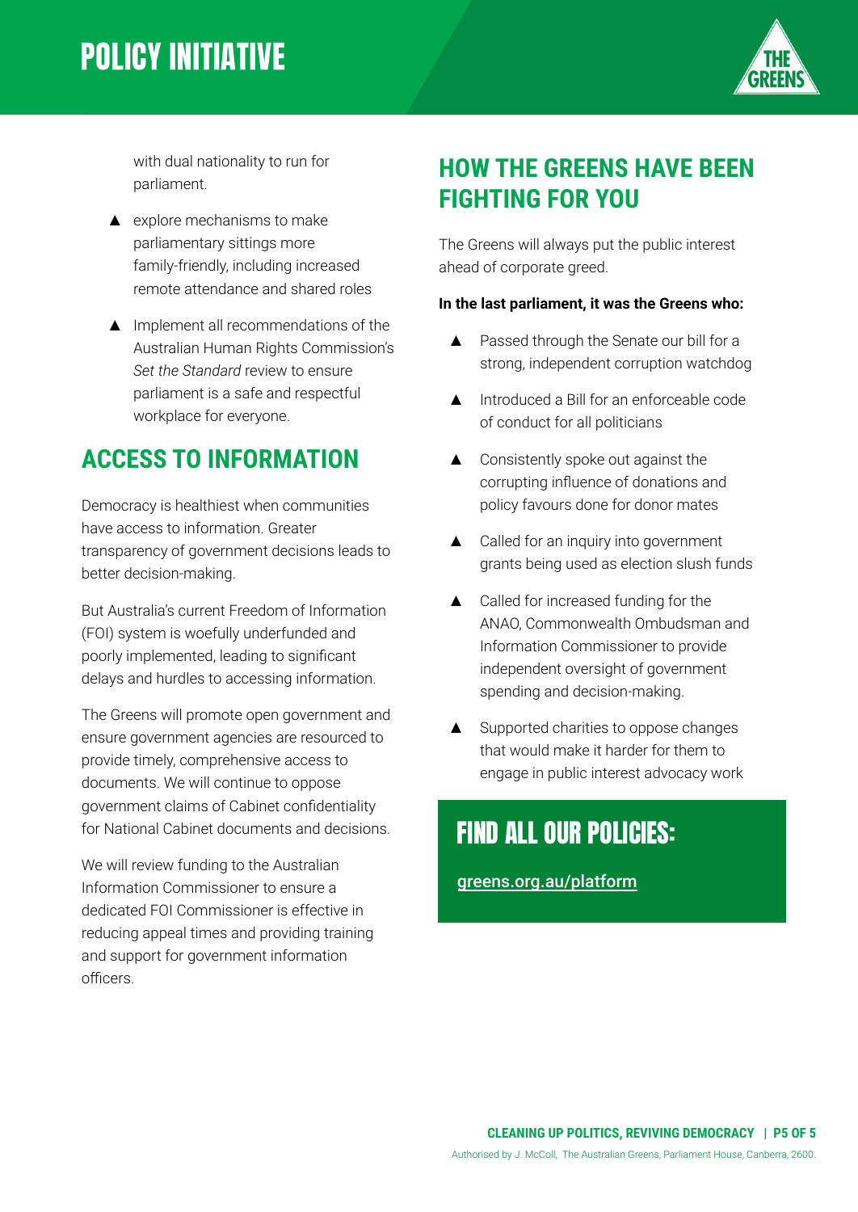with dual nationality to run for parliament.

- explore mechanisms to make parliamentary sittings more family-friendly, including increased remote attendance and shared roles
- Implement all recommendations of the Australian Human Rights Commission's *Set the Standard* review to ensure parliament is a safe and respectful workplace for everyone.

## ACCESS TO INFORMATION

Democracy is healthiest when communities have access to information. Greater transparency of government decisions leads to better decision-making.

But Australia's current Freedom of Information (FOI) system is woefully underfunded and poorly implemented, leading to significant delays and hurdles to accessing information.

The Greens will promote open government and ensure government agencies are resourced to provide timely, comprehensive access to documents. We will continue to oppose government claims of Cabinet confidentiality for National Cabinet documents and decisions.

We will review funding to the Australian Information Commissioner to ensure a dedicated FOI Commissioner is effective in reducing appeal times and providing training and support for government information officers.

## HOW THE GREENS HAVE BEEN FIGHTING FOR YOU

The Greens will always put the public interest ahead of corporate greed.

**In the last parliament, it was the Greens who:**

- Passed through the Senate our bill for a strong, independent corruption watchdog
- Introduced a Bill for an enforceable code of conduct for all politicians
- Consistently spoke out against the corrupting influence of donations and policy favours done for donor mates
- Called for an inquiry into government grants being used as election slush funds
- Called for increased funding for the ANAO, Commonwealth Ombudsman and Information Commissioner to provide independent oversight of government spending and decision-making.
- Supported charities to oppose changes that would make it harder for them to engage in public interest advocacy work

## FIND ALL OUR POLICIES:

greens.org.au/platform

Authorised by J. McColl, The Australian Greens, Parliament House, Canberra, 2600.